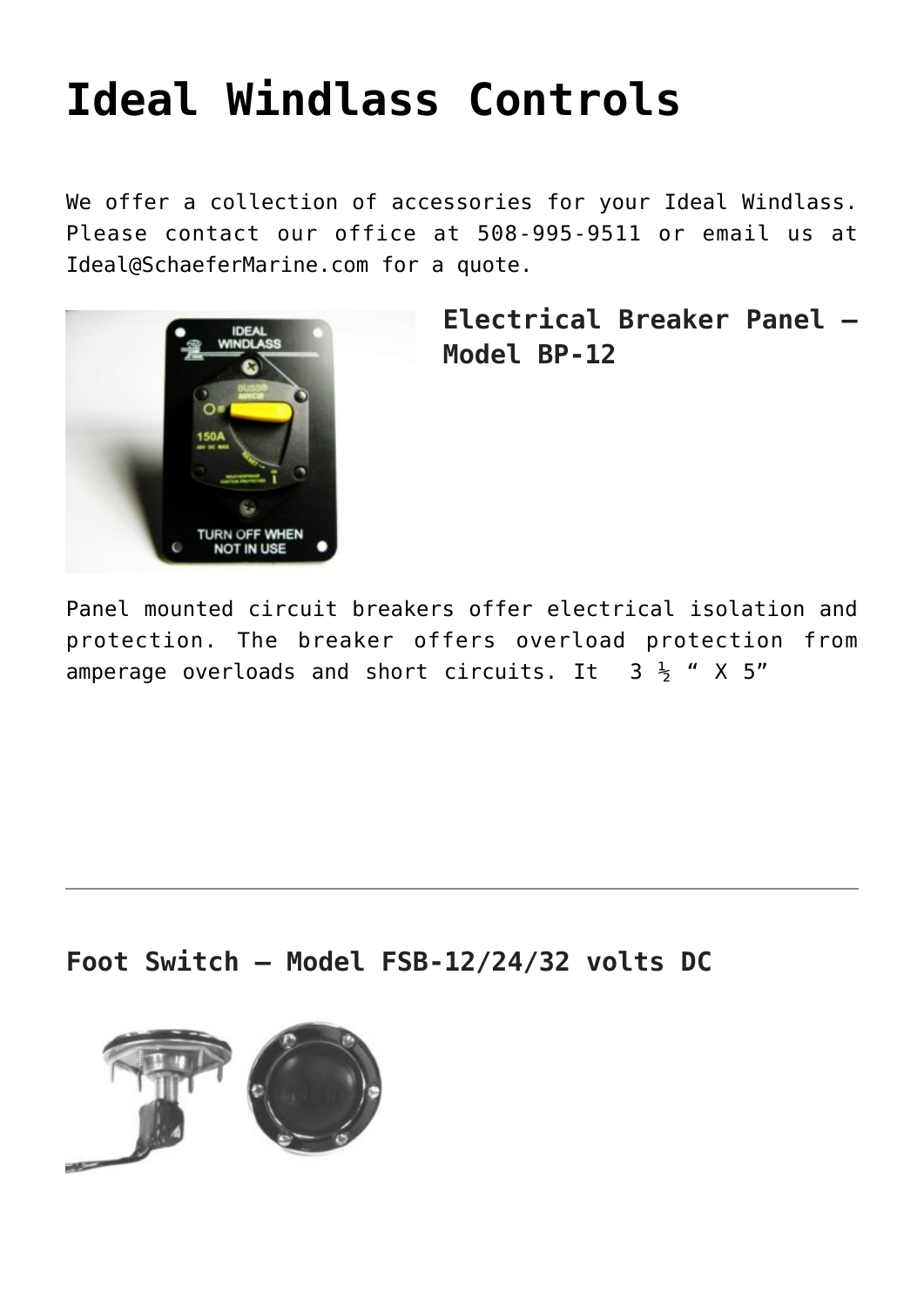# Ideal Windlass Controls

We offer a collection of accessories for your Ideal Windlass. Please contact our office at 508-995-9511 or email us at Ideal@SchaeferMarine.com for a quote.

### Electrical Breaker Panel – Model BP-12

Panel mounted circuit breakers offer electrical isolation and protection. The breaker offers overload protection from amperage overloads and short circuits. It  3 ½ “ X 5”

---

### Foot Switch – Model FSB-12/24/32 volts DC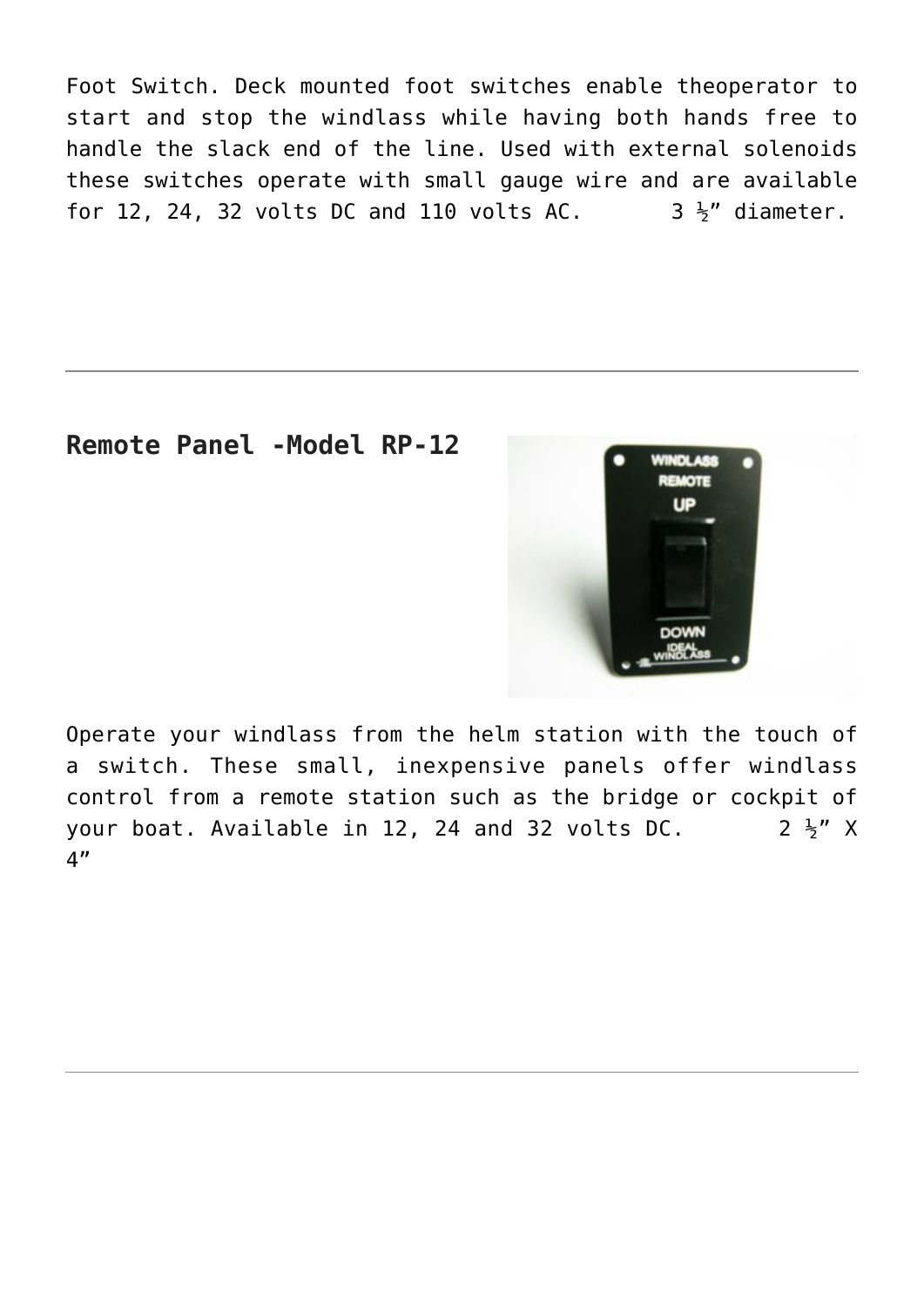Foot Switch. Deck mounted foot switches enable theoperator to start and stop the windlass while having both hands free to handle the slack end of the line. Used with external solenoids these switches operate with small gauge wire and are available for 12, 24, 32 volts DC and 110 volts AC. 3 ½" diameter.

---

## Remote Panel -Model RP-12

Operate your windlass from the helm station with the touch of a switch. These small, inexpensive panels offer windlass control from a remote station such as the bridge or cockpit of your boat. Available in 12, 24 and 32 volts DC. 2 ½" X 4"

---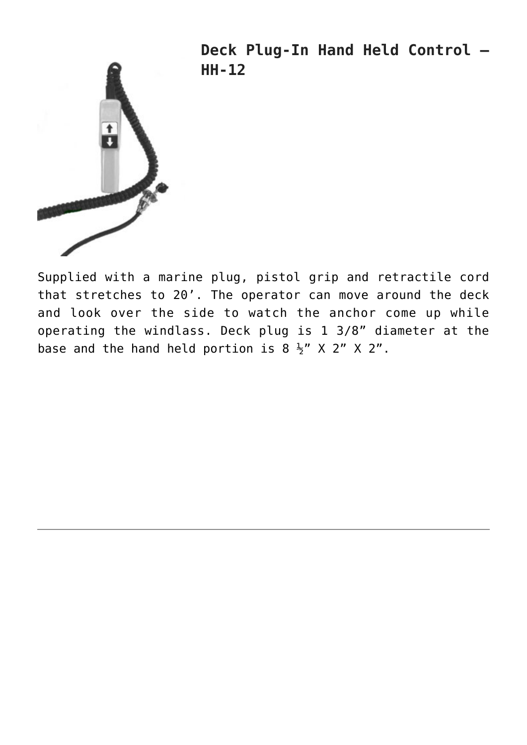## Deck Plug-In Hand Held Control – HH-12

Supplied with a marine plug, pistol grip and retractile cord that stretches to 20'. The operator can move around the deck and look over the side to watch the anchor come up while operating the windlass. Deck plug is 1 3/8" diameter at the base and the hand held portion is 8 ½" X 2" X 2".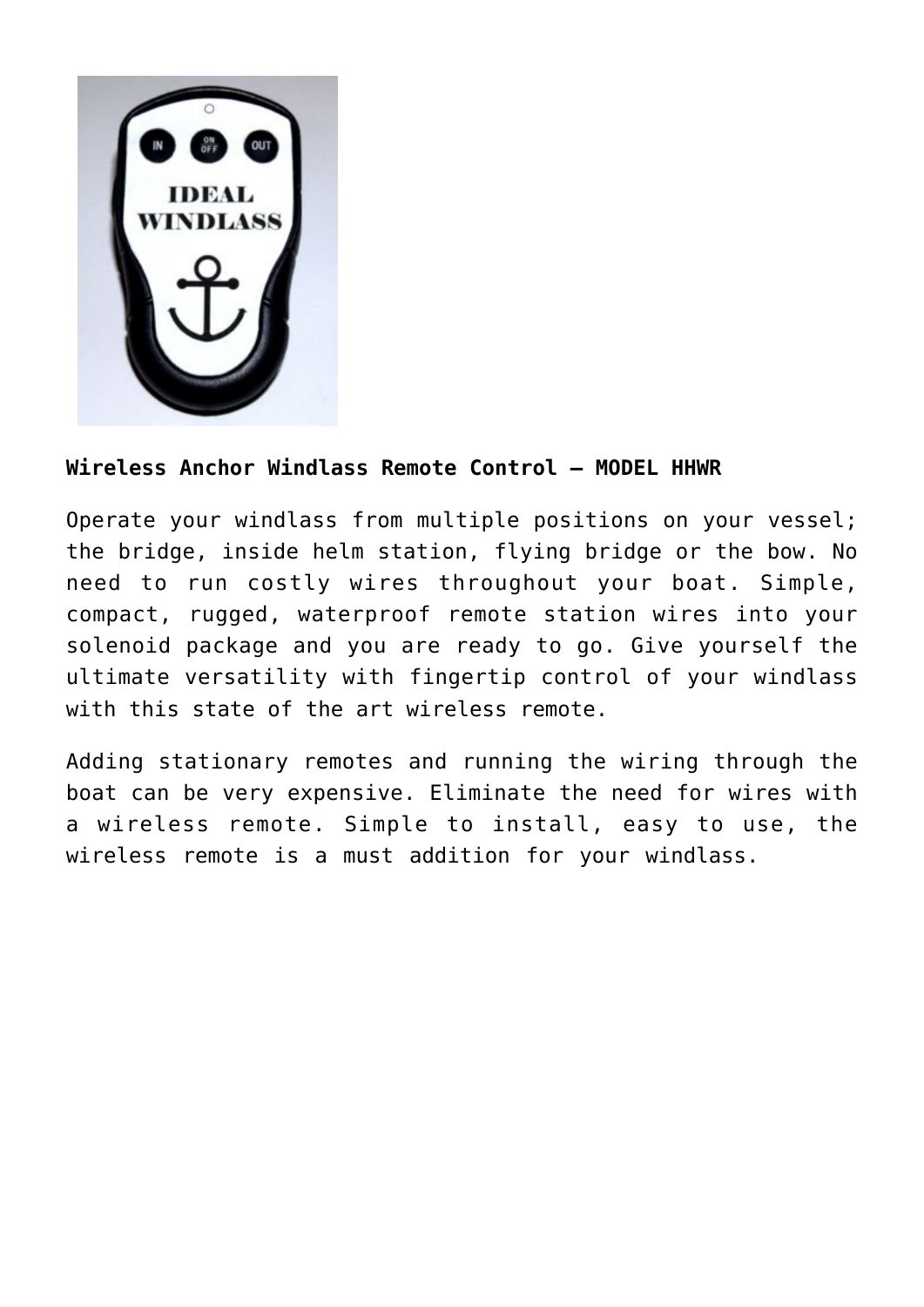**Wireless Anchor Windlass Remote Control – MODEL HHWR**

Operate your windlass from multiple positions on your vessel; the bridge, inside helm station, flying bridge or the bow. No need to run costly wires throughout your boat. Simple, compact, rugged, waterproof remote station wires into your solenoid package and you are ready to go. Give yourself the ultimate versatility with fingertip control of your windlass with this state of the art wireless remote.

Adding stationary remotes and running the wiring through the boat can be very expensive. Eliminate the need for wires with a wireless remote. Simple to install, easy to use, the wireless remote is a must addition for your windlass.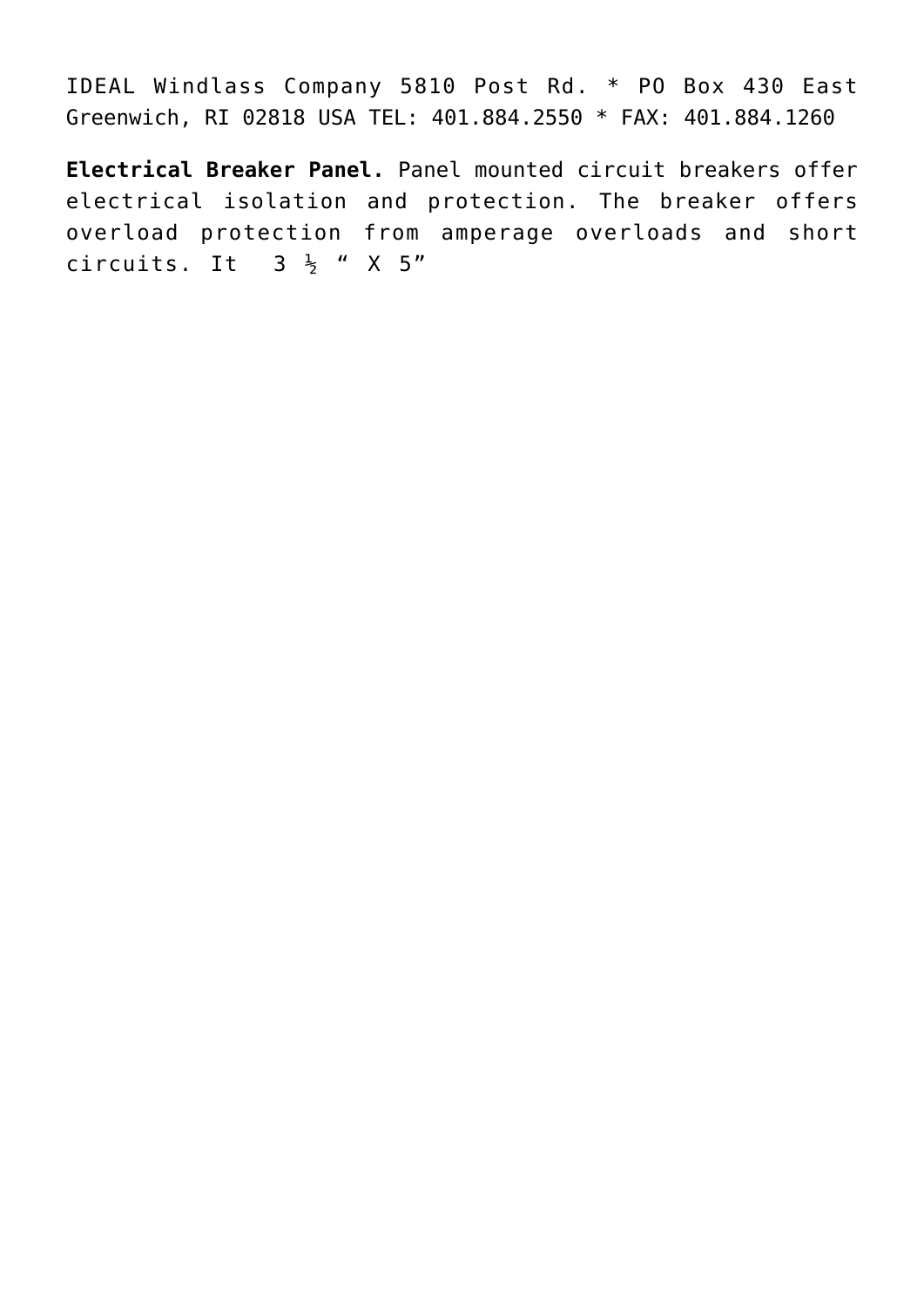IDEAL Windlass Company 5810 Post Rd. * PO Box 430 East Greenwich, RI 02818 USA TEL: 401.884.2550 * FAX: 401.884.1260

**Electrical Breaker Panel.** Panel mounted circuit breakers offer electrical isolation and protection. The breaker offers overload protection from amperage overloads and short circuits. It 3 ½ " X 5"